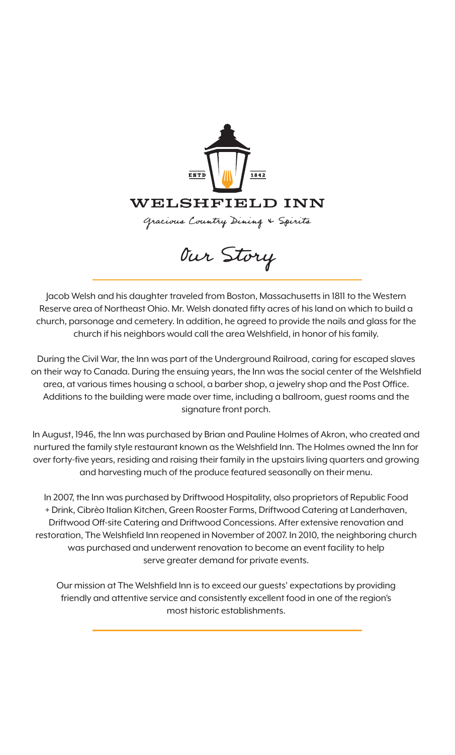ESTD 1842

# WELSHFIELD INN

*Gracious Country Dining & Spirits*

## Our Story

Jacob Welsh and his daughter traveled from Boston, Massachusetts in 1811 to the Western Reserve area of Northeast Ohio. Mr. Welsh donated fifty acres of his land on which to build a church, parsonage and cemetery. In addition, he agreed to provide the nails and glass for the church if his neighbors would call the area Welshfield, in honor of his family.

During the Civil War, the Inn was part of the Underground Railroad, caring for escaped slaves on their way to Canada. During the ensuing years, the Inn was the social center of the Welshfield area, at various times housing a school, a barber shop, a jewelry shop and the Post Office. Additions to the building were made over time, including a ballroom, guest rooms and the signature front porch.

In August, 1946, the Inn was purchased by Brian and Pauline Holmes of Akron, who created and nurtured the family style restaurant known as the Welshfield Inn. The Holmes owned the Inn for over forty-five years, residing and raising their family in the upstairs living quarters and growing and harvesting much of the produce featured seasonally on their menu.

In 2007, the Inn was purchased by Driftwood Hospitality, also proprietors of Republic Food + Drink, Cibrèo Italian Kitchen, Green Rooster Farms, Driftwood Catering at Landerhaven, Driftwood Off-site Catering and Driftwood Concessions. After extensive renovation and restoration, The Welshfield Inn reopened in November of 2007. In 2010, the neighboring church was purchased and underwent renovation to become an event facility to help serve greater demand for private events.

Our mission at The Welshfield Inn is to exceed our guests' expectations by providing friendly and attentive service and consistently excellent food in one of the region's most historic establishments.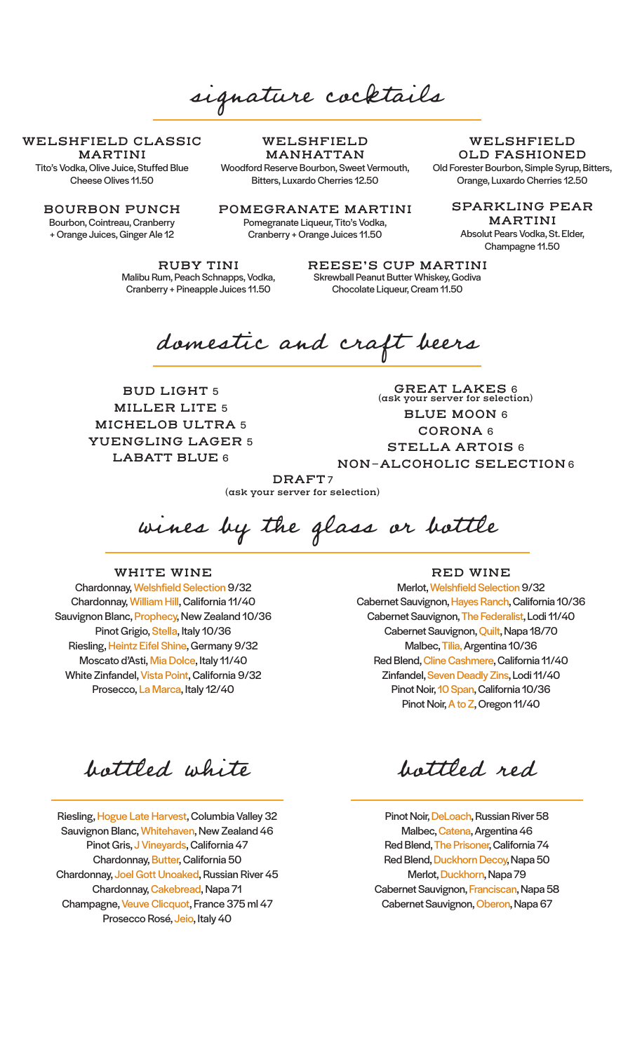# signature cocktails

### WELSHFIELD CLASSIC MARTINI
Tito's Vodka, Olive Juice, Stuffed Blue Cheese Olives 11.50

### WELSHFIELD MANHATTAN
Woodford Reserve Bourbon, Sweet Vermouth, Bitters, Luxardo Cherries 12.50

### WELSHFIELD OLD FASHIONED
Old Forester Bourbon, Simple Syrup, Bitters, Orange, Luxardo Cherries 12.50

### BOURBON PUNCH
Bourbon, Cointreau, Cranberry + Orange Juices, Ginger Ale 12

### POMEGRANATE MARTINI
Pomegranate Liqueur, Tito's Vodka, Cranberry + Orange Juices 11.50

### SPARKLING PEAR MARTINI
Absolut Pears Vodka, St. Elder, Champagne 11.50

### RUBY TINI
Malibu Rum, Peach Schnapps, Vodka, Cranberry + Pineapple Juices 11.50

### REESE'S CUP MARTINI
Skrewball Peanut Butter Whiskey, Godiva Chocolate Liqueur, Cream 11.50

# domestic and craft beers

BUD LIGHT 5
MILLER LITE 5
MICHELOB ULTRA 5
YUENGLING LAGER 5
LABATT BLUE 6

GREAT LAKES 6
(ask your server for selection)
BLUE MOON 6
CORONA 6
STELLA ARTOIS 6
NON-ALCOHOLIC SELECTION 6

DRAFT 7
(ask your server for selection)

# wines by the glass or bottle

## WHITE WINE

Chardonnay, Welshfield Selection 9/32
Chardonnay, William Hill, California 11/40
Sauvignon Blanc, Prophecy, New Zealand 10/36
Pinot Grigio, Stella, Italy 10/36
Riesling, Heintz Eifel Shine, Germany 9/32
Moscato d'Asti, Mia Dolce, Italy 11/40
White Zinfandel, Vista Point, California 9/32
Prosecco, La Marca, Italy 12/40

## RED WINE

Merlot, Welshfield Selection 9/32
Cabernet Sauvignon, Hayes Ranch, California 10/36
Cabernet Sauvignon, The Federalist, Lodi 11/40
Cabernet Sauvignon, Quilt, Napa 18/70
Malbec, Tilia, Argentina 10/36
Red Blend, Cline Cashmere, California 11/40
Zinfandel, Seven Deadly Zins, Lodi 11/40
Pinot Noir, 10 Span, California 10/36
Pinot Noir, A to Z, Oregon 11/40

# bottled white

Riesling, Hogue Late Harvest, Columbia Valley 32
Sauvignon Blanc, Whitehaven, New Zealand 46
Pinot Gris, J Vineyards, California 47
Chardonnay, Butter, California 50
Chardonnay, Joel Gott Unoaked, Russian River 45
Chardonnay, Cakebread, Napa 71
Champagne, Veuve Clicquot, France 375 ml 47
Prosecco Rosé, Jeio, Italy 40

# bottled red

Pinot Noir, DeLoach, Russian River 58
Malbec, Catena, Argentina 46
Red Blend, The Prisoner, California 74
Red Blend, Duckhorn Decoy, Napa 50
Merlot, Duckhorn, Napa 79
Cabernet Sauvignon, Franciscan, Napa 58
Cabernet Sauvignon, Oberon, Napa 67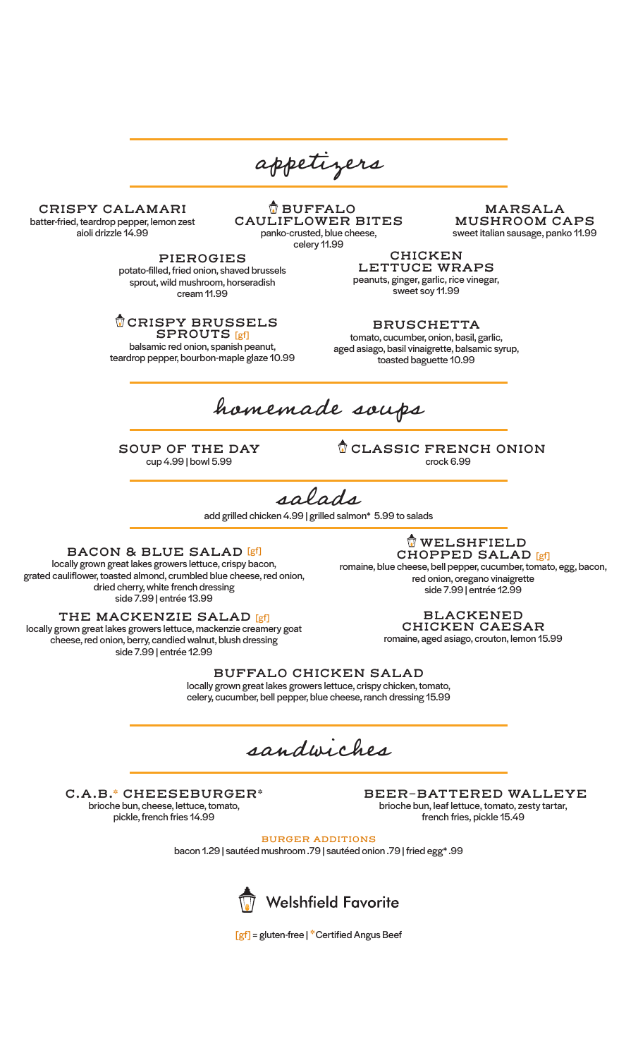# appetizers

### CRISPY CALAMARI
batter-fried, teardrop pepper, lemon zest aioli drizzle 14.99

### BUFFALO CAULIFLOWER BITES
panko-crusted, blue cheese, celery 11.99

### MARSALA MUSHROOM CAPS
sweet italian sausage, panko 11.99

### PIEROGIES
potato-filled, fried onion, shaved brussels sprout, wild mushroom, horseradish cream 11.99

### CHICKEN LETTUCE WRAPS
peanuts, ginger, garlic, rice vinegar, sweet soy 11.99

### CRISPY BRUSSELS SPROUTS [gf]
balsamic red onion, spanish peanut, teardrop pepper, bourbon-maple glaze 10.99

### BRUSCHETTA
tomato, cucumber, onion, basil, garlic, aged asiago, basil vinaigrette, balsamic syrup, toasted baguette 10.99

# homemade soups

### SOUP OF THE DAY
cup 4.99 | bowl 5.99

### CLASSIC FRENCH ONION
crock 6.99

# salads

add grilled chicken 4.99 | grilled salmon* 5.99 to salads

### BACON & BLUE SALAD [gf]
locally grown great lakes growers lettuce, crispy bacon, grated cauliflower, toasted almond, crumbled blue cheese, red onion, dried cherry, white french dressing
side 7.99 | entrée 13.99

### WELSHFIELD CHOPPED SALAD [gf]
romaine, blue cheese, bell pepper, cucumber, tomato, egg, bacon, red onion, oregano vinaigrette
side 7.99 | entrée 12.99

### THE MACKENZIE SALAD [gf]
locally grown great lakes growers lettuce, mackenzie creamery goat cheese, red onion, berry, candied walnut, blush dressing
side 7.99 | entrée 12.99

### BLACKENED CHICKEN CAESAR
romaine, aged asiago, crouton, lemon 15.99

### BUFFALO CHICKEN SALAD
locally grown great lakes growers lettuce, crispy chicken, tomato, celery, cucumber, bell pepper, blue cheese, ranch dressing 15.99

# sandwiches

### C.A.B.* CHEESEBURGER*
brioche bun, cheese, lettuce, tomato, pickle, french fries 14.99

### BEER-BATTERED WALLEYE
brioche bun, leaf lettuce, tomato, zesty tartar, french fries, pickle 15.49

**BURGER ADDITIONS**
bacon 1.29 | sautéed mushroom .79 | sautéed onion .79 | fried egg* .99

Welshfield Favorite

[gf] = gluten-free | *Certified Angus Beef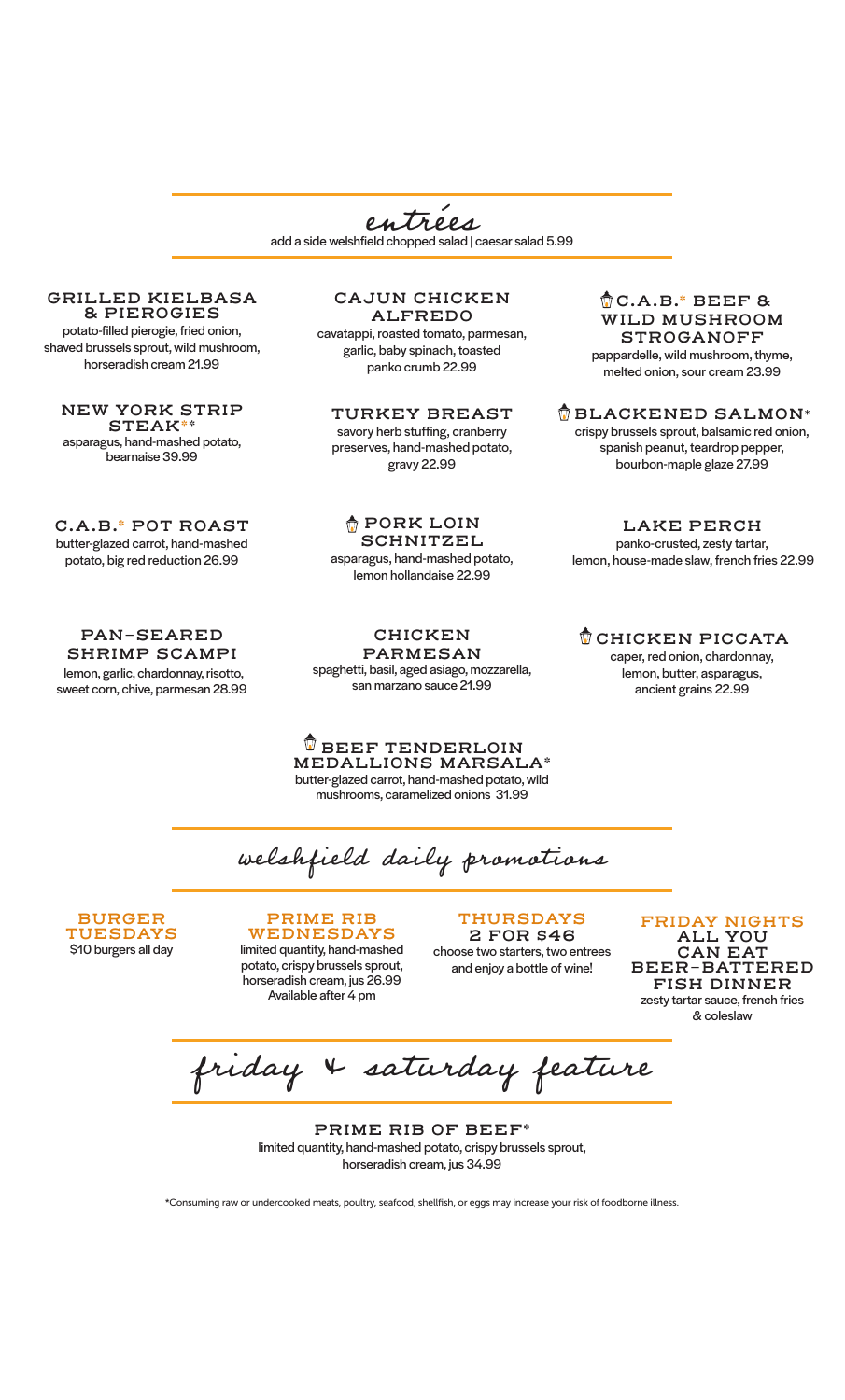# entrées

add a side welshfield chopped salad | caesar salad 5.99

### GRILLED KIELBASA & PIEROGIES

potato-filled pierogie, fried onion, shaved brussels sprout, wild mushroom, horseradish cream 21.99

### NEW YORK STRIP STEAK**

asparagus, hand-mashed potato, bearnaise 39.99

### C.A.B.* POT ROAST

butter-glazed carrot, hand-mashed potato, big red reduction 26.99

### PAN-SEARED SHRIMP SCAMPI

lemon, garlic, chardonnay, risotto, sweet corn, chive, parmesan 28.99

### CAJUN CHICKEN ALFREDO

cavatappi, roasted tomato, parmesan, garlic, baby spinach, toasted panko crumb 22.99

### TURKEY BREAST

savory herb stuffing, cranberry preserves, hand-mashed potato, gravy 22.99

### PORK LOIN SCHNITZEL

asparagus, hand-mashed potato, lemon hollandaise 22.99

### CHICKEN PARMESAN

spaghetti, basil, aged asiago, mozzarella, san marzano sauce 21.99

### C.A.B.* BEEF & WILD MUSHROOM STROGANOFF

pappardelle, wild mushroom, thyme, melted onion, sour cream 23.99

### BLACKENED SALMON*

crispy brussels sprout, balsamic red onion, spanish peanut, teardrop pepper, bourbon-maple glaze 27.99

### LAKE PERCH

panko-crusted, zesty tartar, lemon, house-made slaw, french fries 22.99

### CHICKEN PICCATA

caper, red onion, chardonnay, lemon, butter, asparagus, ancient grains 22.99

### BEEF TENDERLOIN MEDALLIONS MARSALA*

butter-glazed carrot, hand-mashed potato, wild mushrooms, caramelized onions 31.99

# welshfield daily promotions

### BURGER TUESDAYS

$10 burgers all day

### PRIME RIB WEDNESDAYS

limited quantity, hand-mashed potato, crispy brussels sprout, horseradish cream, jus 26.99
Available after 4 pm

### THURSDAYS

**2 FOR $46**

choose two starters, two entrees and enjoy a bottle of wine!

### FRIDAY NIGHTS

**ALL YOU CAN EAT BEER-BATTERED FISH DINNER**

zesty tartar sauce, french fries & coleslaw

# friday & saturday feature

### PRIME RIB OF BEEF*

limited quantity, hand-mashed potato, crispy brussels sprout, horseradish cream, jus 34.99

*Consuming raw or undercooked meats, poultry, seafood, shellfish, or eggs may increase your risk of foodborne illness.